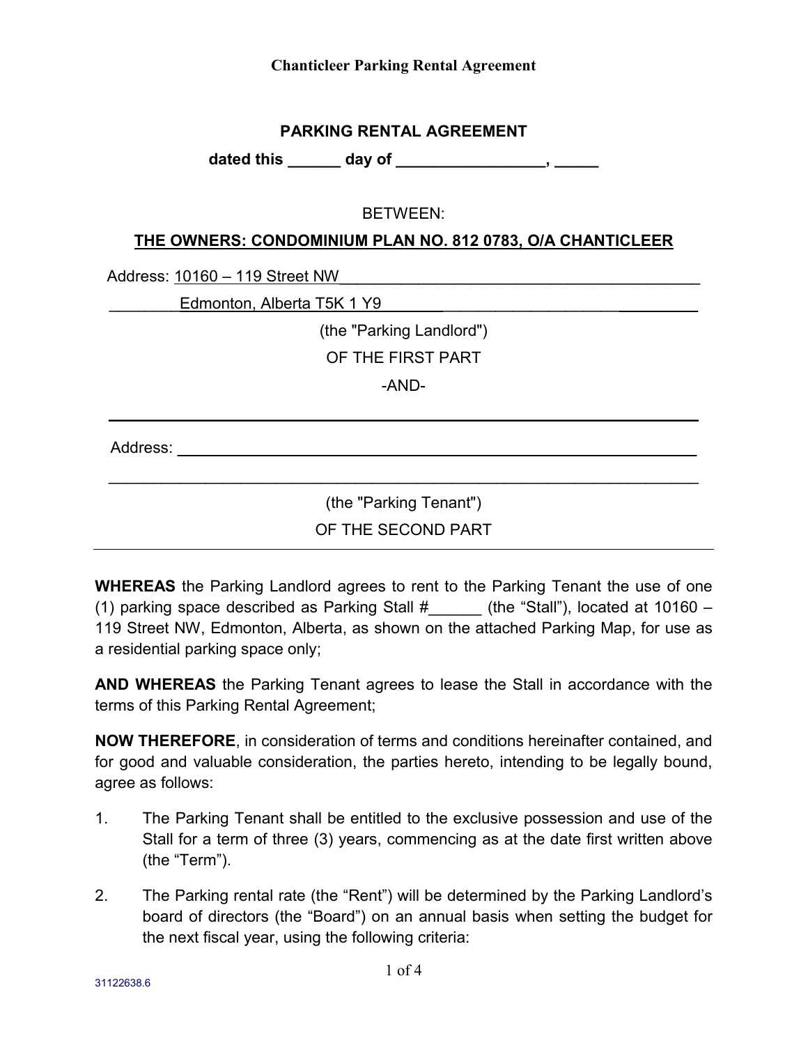# Chanticleer Parking Rental Agreement

## PARKING RENTAL AGREEMENT

**dated this ______ day of _________________, _____**

BETWEEN:

**THE OWNERS: CONDOMINIUM PLAN NO. 812 0783, O/A CHANTICLEER**

Address: 10160 – 119 Street NW

Edmonton, Alberta T5K 1 Y9

(the "Parking Landlord")

OF THE FIRST PART

-AND-

_______________________________________________

Address: _______________________________________________

_______________________________________________

(the "Parking Tenant")

OF THE SECOND PART

---

**WHEREAS** the Parking Landlord agrees to rent to the Parking Tenant the use of one (1) parking space described as Parking Stall #______ (the "Stall"), located at 10160 – 119 Street NW, Edmonton, Alberta, as shown on the attached Parking Map, for use as a residential parking space only;

**AND WHEREAS** the Parking Tenant agrees to lease the Stall in accordance with the terms of this Parking Rental Agreement;

**NOW THEREFORE**, in consideration of terms and conditions hereinafter contained, and for good and valuable consideration, the parties hereto, intending to be legally bound, agree as follows:

1. The Parking Tenant shall be entitled to the exclusive possession and use of the Stall for a term of three (3) years, commencing as at the date first written above (the "Term").

2. The Parking rental rate (the "Rent") will be determined by the Parking Landlord's board of directors (the "Board") on an annual basis when setting the budget for the next fiscal year, using the following criteria:

31122638.6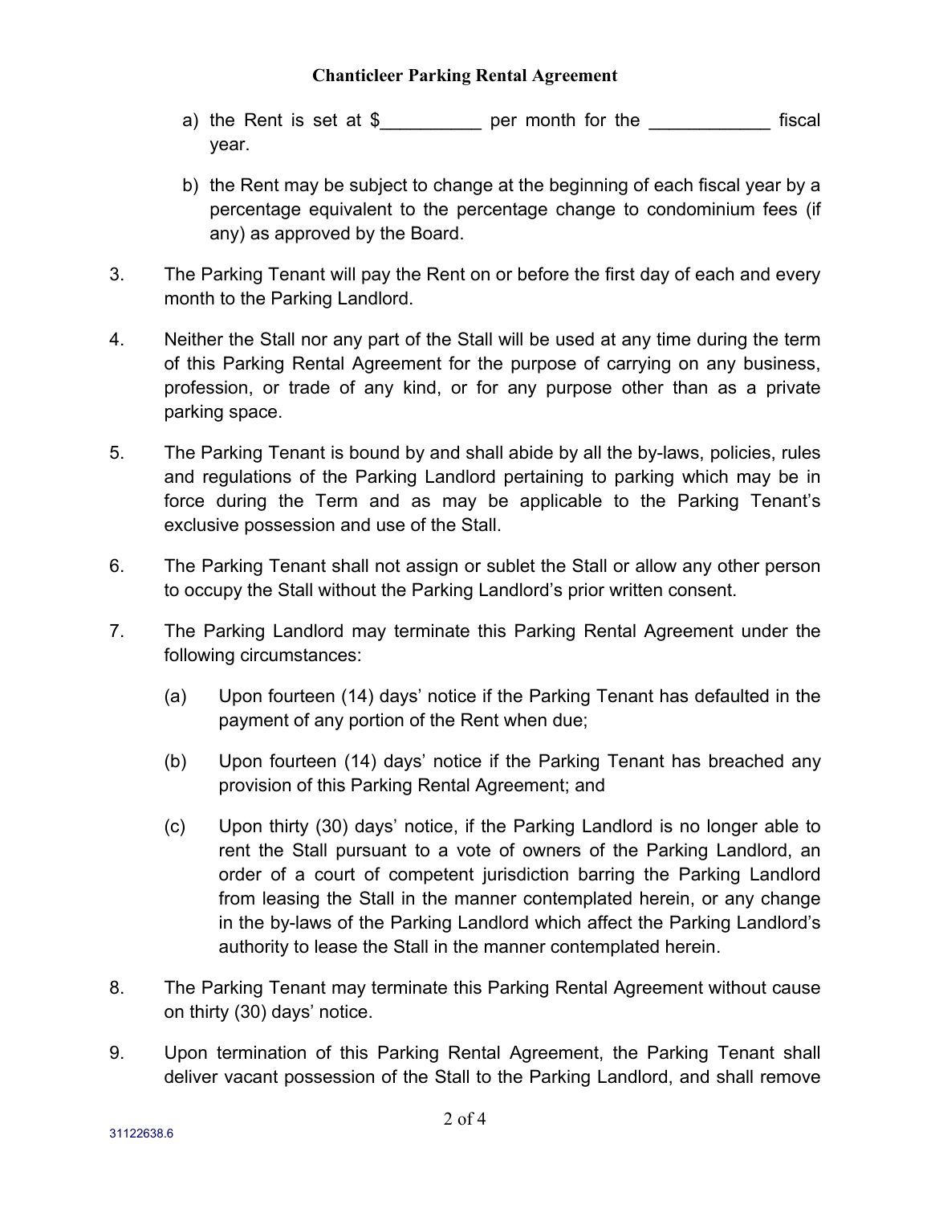a) the Rent is set at $__________ per month for the ____________ fiscal year.

b) the Rent may be subject to change at the beginning of each fiscal year by a percentage equivalent to the percentage change to condominium fees (if any) as approved by the Board.

3. The Parking Tenant will pay the Rent on or before the first day of each and every month to the Parking Landlord.

4. Neither the Stall nor any part of the Stall will be used at any time during the term of this Parking Rental Agreement for the purpose of carrying on any business, profession, or trade of any kind, or for any purpose other than as a private parking space.

5. The Parking Tenant is bound by and shall abide by all the by-laws, policies, rules and regulations of the Parking Landlord pertaining to parking which may be in force during the Term and as may be applicable to the Parking Tenant's exclusive possession and use of the Stall.

6. The Parking Tenant shall not assign or sublet the Stall or allow any other person to occupy the Stall without the Parking Landlord's prior written consent.

7. The Parking Landlord may terminate this Parking Rental Agreement under the following circumstances:

   (a) Upon fourteen (14) days' notice if the Parking Tenant has defaulted in the payment of any portion of the Rent when due;

   (b) Upon fourteen (14) days' notice if the Parking Tenant has breached any provision of this Parking Rental Agreement; and

   (c) Upon thirty (30) days' notice, if the Parking Landlord is no longer able to rent the Stall pursuant to a vote of owners of the Parking Landlord, an order of a court of competent jurisdiction barring the Parking Landlord from leasing the Stall in the manner contemplated herein, or any change in the by-laws of the Parking Landlord which affect the Parking Landlord's authority to lease the Stall in the manner contemplated herein.

8. The Parking Tenant may terminate this Parking Rental Agreement without cause on thirty (30) days' notice.

9. Upon termination of this Parking Rental Agreement, the Parking Tenant shall deliver vacant possession of the Stall to the Parking Landlord, and shall remove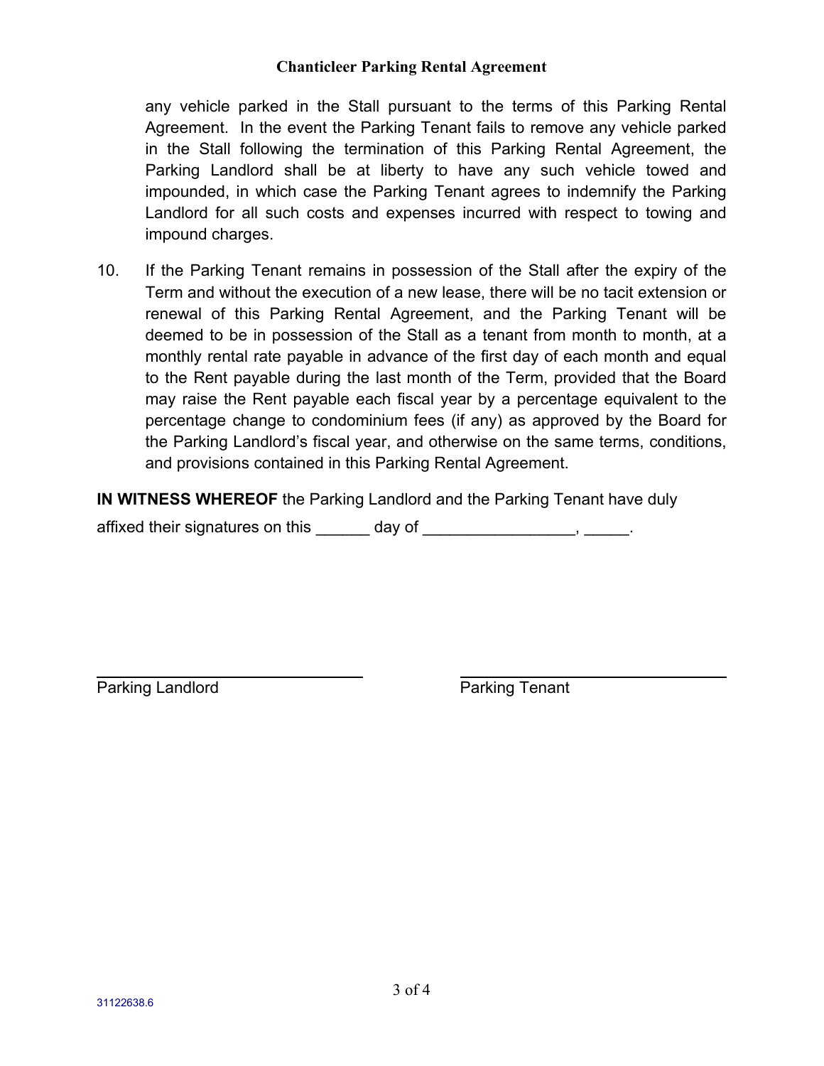any vehicle parked in the Stall pursuant to the terms of this Parking Rental Agreement. In the event the Parking Tenant fails to remove any vehicle parked in the Stall following the termination of this Parking Rental Agreement, the Parking Landlord shall be at liberty to have any such vehicle towed and impounded, in which case the Parking Tenant agrees to indemnify the Parking Landlord for all such costs and expenses incurred with respect to towing and impound charges.

10. If the Parking Tenant remains in possession of the Stall after the expiry of the Term and without the execution of a new lease, there will be no tacit extension or renewal of this Parking Rental Agreement, and the Parking Tenant will be deemed to be in possession of the Stall as a tenant from month to month, at a monthly rental rate payable in advance of the first day of each month and equal to the Rent payable during the last month of the Term, provided that the Board may raise the Rent payable each fiscal year by a percentage equivalent to the percentage change to condominium fees (if any) as approved by the Board for the Parking Landlord's fiscal year, and otherwise on the same terms, conditions, and provisions contained in this Parking Rental Agreement.

**IN WITNESS WHEREOF** the Parking Landlord and the Parking Tenant have duly affixed their signatures on this ______ day of _________________, _____.

| _____________________________ | _____________________________ |
|---|---|
| Parking Landlord | Parking Tenant |

31122638.6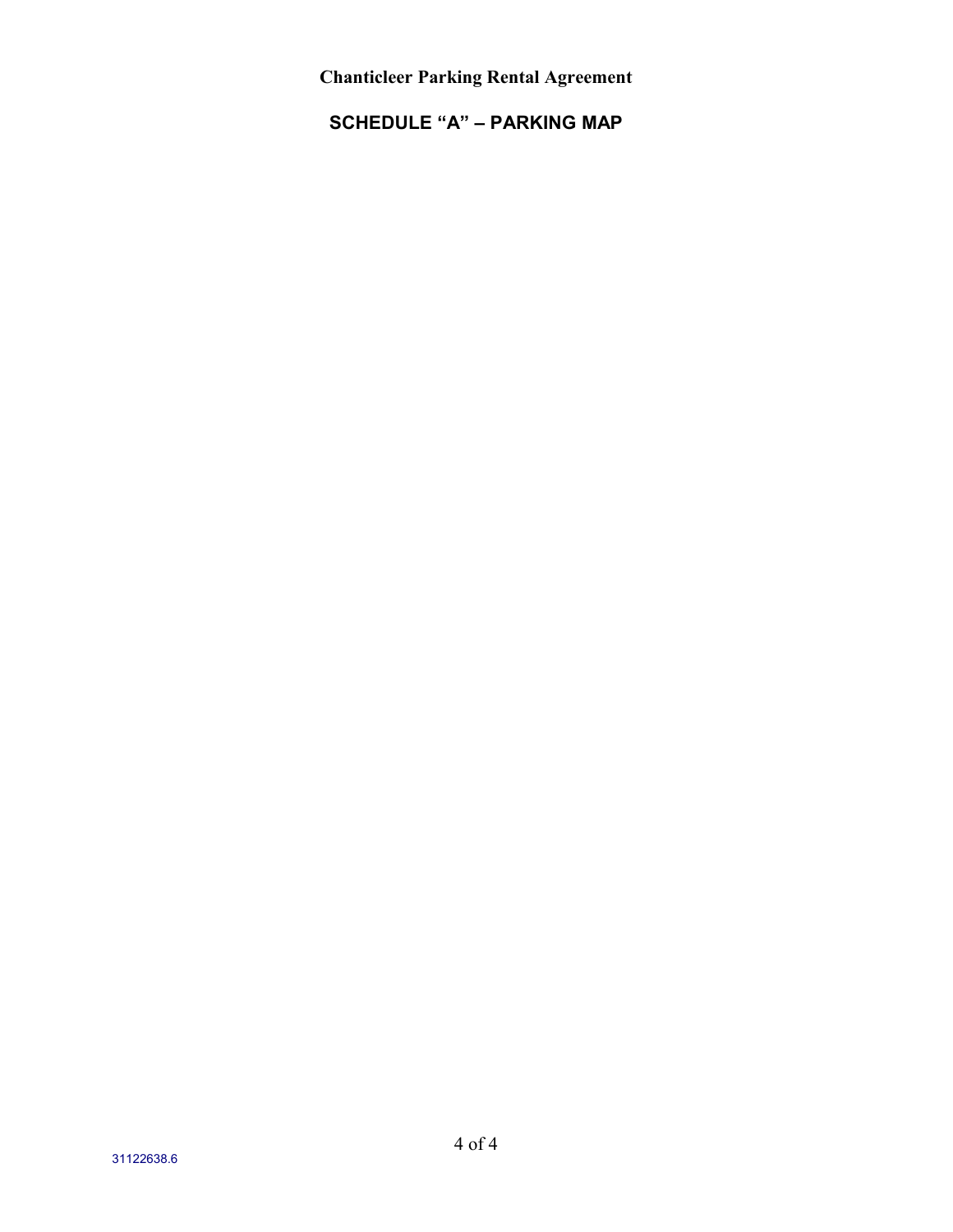# Chanticleer Parking Rental Agreement

## SCHEDULE "A" – PARKING MAP

31122638.6